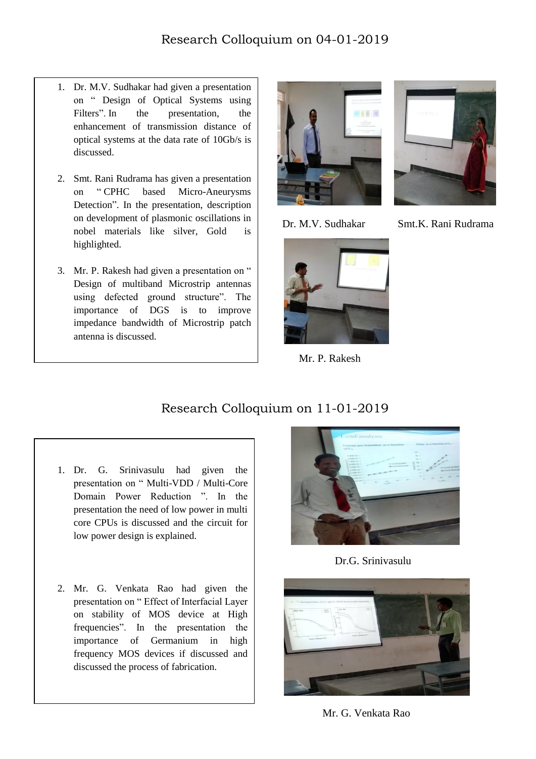## Research Colloquium on 04-01-2019

1. Dr. M.V. Sudhakar had given a presentation on " Design of Optical Systems using Filters". In the presentation, the enhancement of transmission distance of optical systems at the data rate of 10Gb/s is discussed.

2. Smt. Rani Rudrama has given a presentation on " CPHC based Micro-Aneurysms Detection". In the presentation, description on development of plasmonic oscillations in nobel materials like silver, Gold is highlighted.

3. Mr. P. Rakesh had given a presentation on " Design of multiband Microstrip antennas using defected ground structure". The importance of DGS is to improve impedance bandwidth of Microstrip patch antenna is discussed.

Dr. M.V. Sudhakar

Smt.K. Rani Rudrama

Mr. P. Rakesh

## Research Colloquium on 11-01-2019

1. Dr. G. Srinivasulu had given the presentation on " Multi-VDD / Multi-Core Domain Power Reduction ". In the presentation the need of low power in multi core CPUs is discussed and the circuit for low power design is explained.

2. Mr. G. Venkata Rao had given the presentation on " Effect of Interfacial Layer on stability of MOS device at High frequencies". In the presentation the importance of Germanium in high frequency MOS devices if discussed and discussed the process of fabrication.

Dr.G. Srinivasulu

Mr. G. Venkata Rao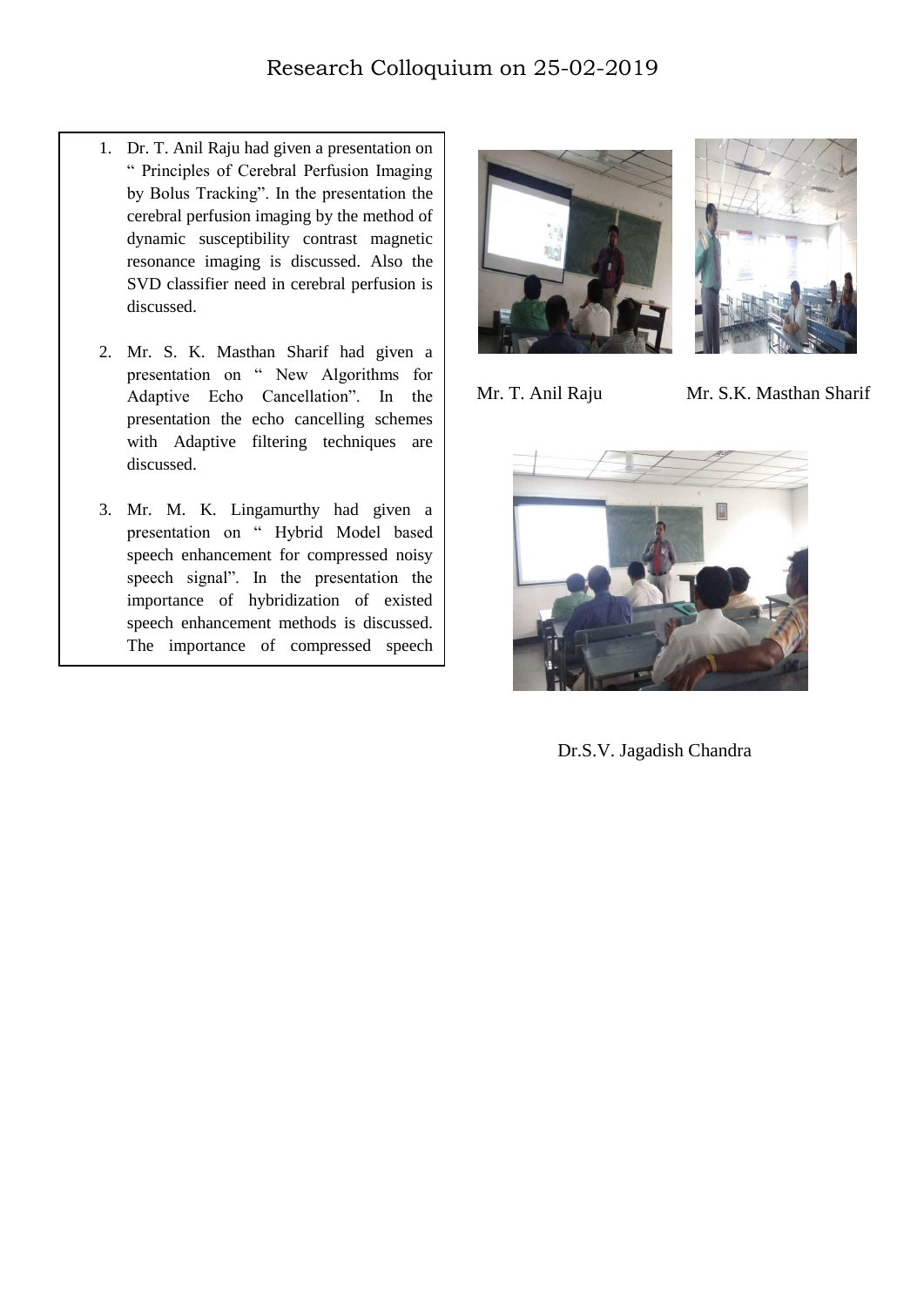# Research Colloquium on 25-02-2019

1. Dr. T. Anil Raju had given a presentation on " Principles of Cerebral Perfusion Imaging by Bolus Tracking". In the presentation the cerebral perfusion imaging by the method of dynamic susceptibility contrast magnetic resonance imaging is discussed. Also the SVD classifier need in cerebral perfusion is discussed.

2. Mr. S. K. Masthan Sharif had given a presentation on " New Algorithms for Adaptive Echo Cancellation". In the presentation the echo cancelling schemes with Adaptive filtering techniques are discussed.

3. Mr. M. K. Lingamurthy had given a presentation on " Hybrid Model based speech enhancement for compressed noisy speech signal". In the presentation the importance of hybridization of existed speech enhancement methods is discussed. The importance of compressed speech

Mr. T. Anil Raju

Mr. S.K. Masthan Sharif

Dr.S.V. Jagadish Chandra